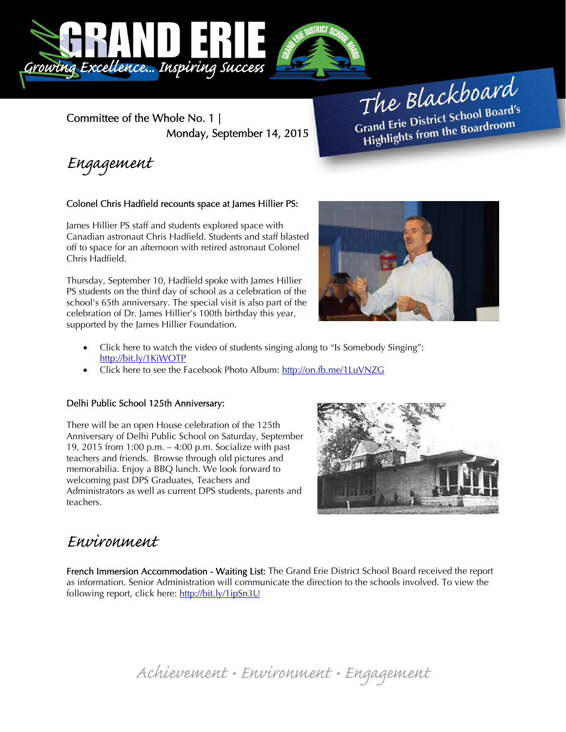# GRAND ERIE

*Growing Excellence... Inspiring Success*

**The Blackboard**
**Grand Erie District School Board's Highlights from the Boardroom**

Committee of the Whole No. 1 | Monday, September 14, 2015

## *Engagement*

### Colonel Chris Hadfield recounts space at James Hillier PS:

James Hillier PS staff and students explored space with Canadian astronaut Chris Hadfield. Students and staff blasted off to space for an afternoon with retired astronaut Colonel Chris Hadfield.

Thursday, September 10, Hadfield spoke with James Hillier PS students on the third day of school as a celebration of the school's 65th anniversary. The special visit is also part of the celebration of Dr. James Hillier's 100th birthday this year, supported by the James Hillier Foundation.

- Click here to watch the video of students singing along to "Is Somebody Singing": http://bit.ly/1KiWOTP
- Click here to see the Facebook Photo Album: http://on.fb.me/1LuVNZG

### Delhi Public School 125th Anniversary:

There will be an open House celebration of the 125th Anniversary of Delhi Public School on Saturday, September 19, 2015 from 1:00 p.m. – 4:00 p.m. Socialize with past teachers and friends. Browse through old pictures and memorabilia. Enjoy a BBQ lunch. We look forward to welcoming past DPS Graduates, Teachers and Administrators as well as current DPS students, parents and teachers.

## *Environment*

**French Immersion Accommodation - Waiting List:** The Grand Erie District School Board received the report as information. Senior Administration will communicate the direction to the schools involved. To view the following report, click here: http://bit.ly/1ipSn3U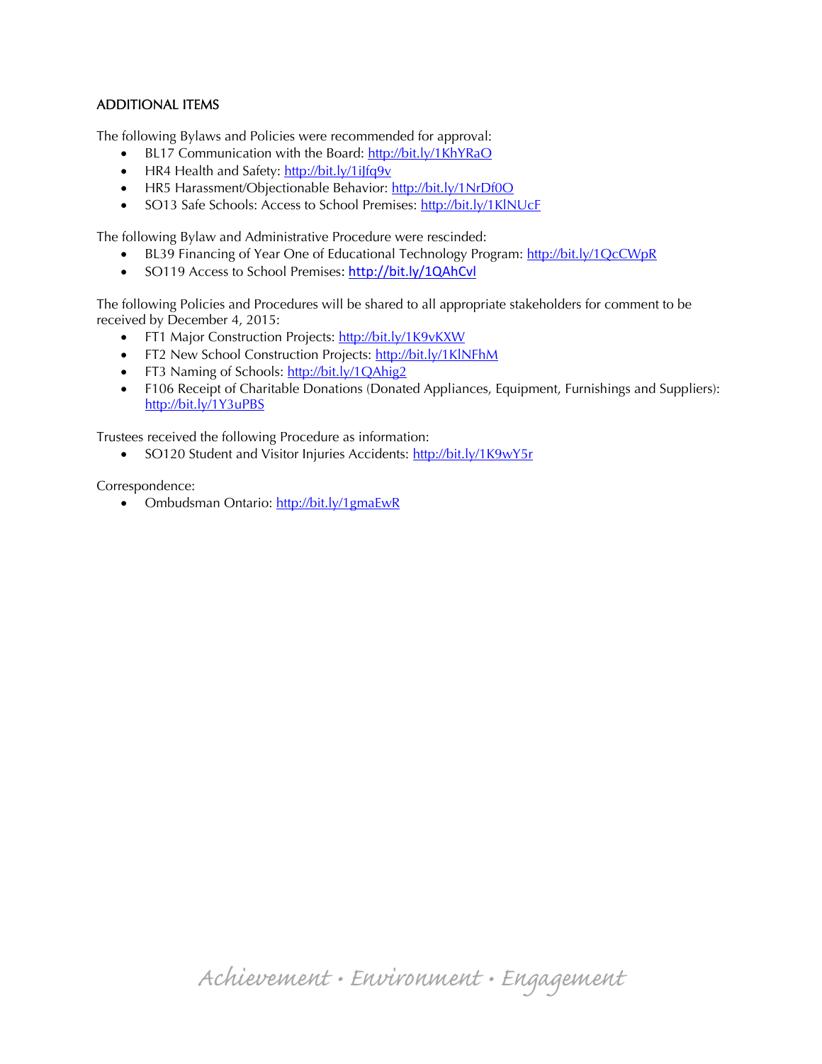## ADDITIONAL ITEMS

The following Bylaws and Policies were recommended for approval:

- BL17 Communication with the Board: http://bit.ly/1KhYRaO
- HR4 Health and Safety: http://bit.ly/1iJfq9v
- HR5 Harassment/Objectionable Behavior: http://bit.ly/1NrDf0O
- SO13 Safe Schools: Access to School Premises: http://bit.ly/1KlNUcF

The following Bylaw and Administrative Procedure were rescinded:

- BL39 Financing of Year One of Educational Technology Program: http://bit.ly/1QcCWpR
- SO119 Access to School Premises: http://bit.ly/1QAhCvl

The following Policies and Procedures will be shared to all appropriate stakeholders for comment to be received by December 4, 2015:

- FT1 Major Construction Projects: http://bit.ly/1K9vKXW
- FT2 New School Construction Projects: http://bit.ly/1KlNFhM
- FT3 Naming of Schools: http://bit.ly/1QAhig2
- F106 Receipt of Charitable Donations (Donated Appliances, Equipment, Furnishings and Suppliers): http://bit.ly/1Y3uPBS

Trustees received the following Procedure as information:

- SO120 Student and Visitor Injuries Accidents: http://bit.ly/1K9wY5r

Correspondence:

- Ombudsman Ontario: http://bit.ly/1gmaEwR